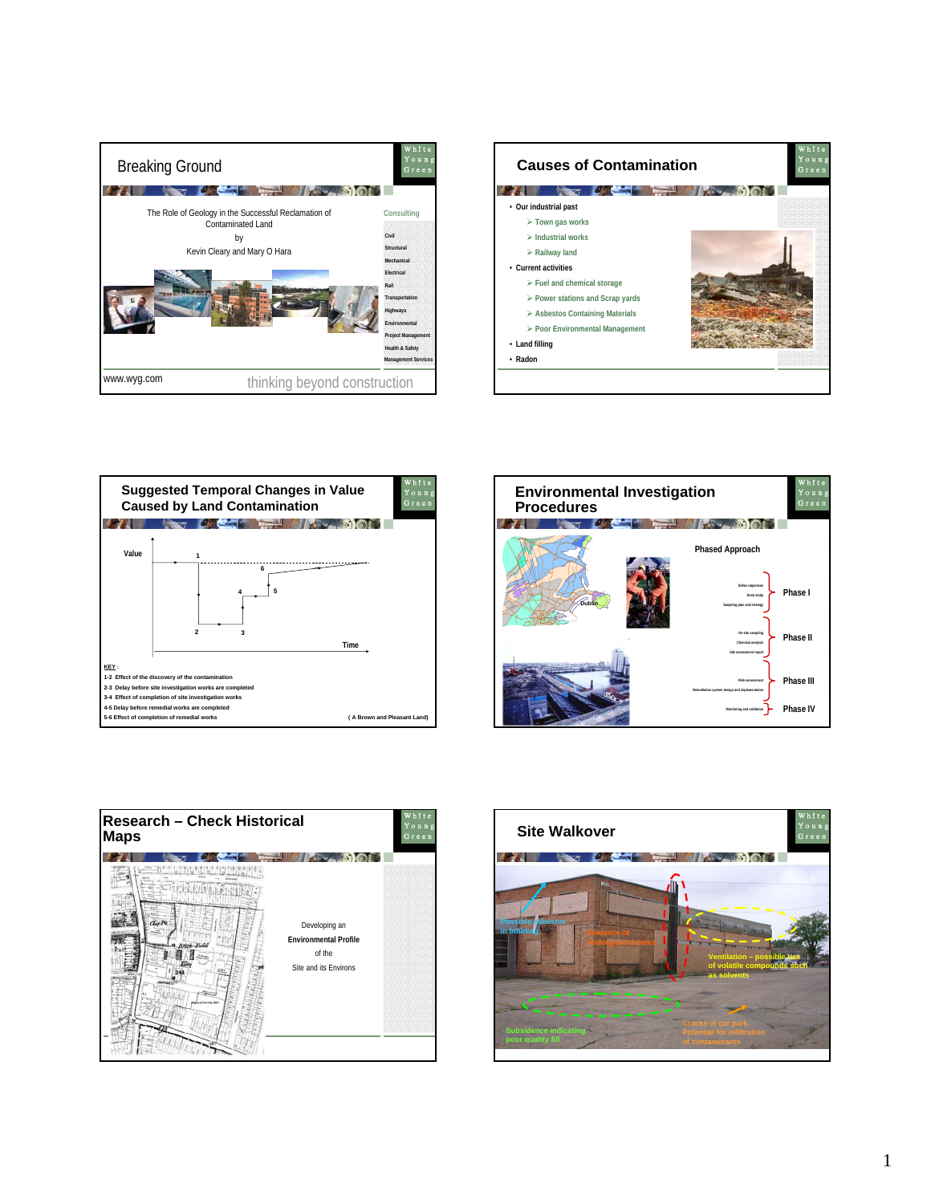## Breaking Ground

The Role of Geology in the Successful Reclamation of Contaminated Land

by

Kevin Cleary and Mary O Hara

Consulting

- Civil
- Structural
- Mechanical
- Electrical
- Rail
- Transportation
- Highways
- Environmental
- Project Management
- Health & Safety
- Management Services

www.wyg.com

thinking beyond construction

## Causes of Contamination

- Our industrial past
  - Town gas works
  - Industrial works
  - Railway land
- Current activities
  - Fuel and chemical storage
  - Power stations and Scrap yards
  - Asbestos Containing Materials
  - Poor Environmental Management
- Land filling
- Radon

## Suggested Temporal Changes in Value Caused by Land Contamination

Value

Time

KEY :

1-2 Effect of the discovery of the contamination

2-3 Delay before site investigation works are completed

3-4 Effect of completion of site investigation works

4-5 Delay before remedial works are completed

5-6 Effect of completion of remedial works

( A Brown and Pleasant Land)

## Environmental Investigation Procedures

Dublin

Phased Approach

- Define objectives, Desk study, Sampling plan and strategy — Phase I
- On-site sampling, Chemical analysis, Site assessment report — Phase II
- Risk assessment, Remediation system design and implementation — Phase III
- Monitoring and validation — Phase IV

## Research – Check Historical Maps

Developing an Environmental Profile of the Site and its Environs

## Site Walkover

- Possible asbestos in building
- Evidence of underground tanks
- Ventilation – possible use of volatile compounds such as solvents
- Subsidence indicating poor quality fill
- Cracks in car park Potential for infiltration of contaminants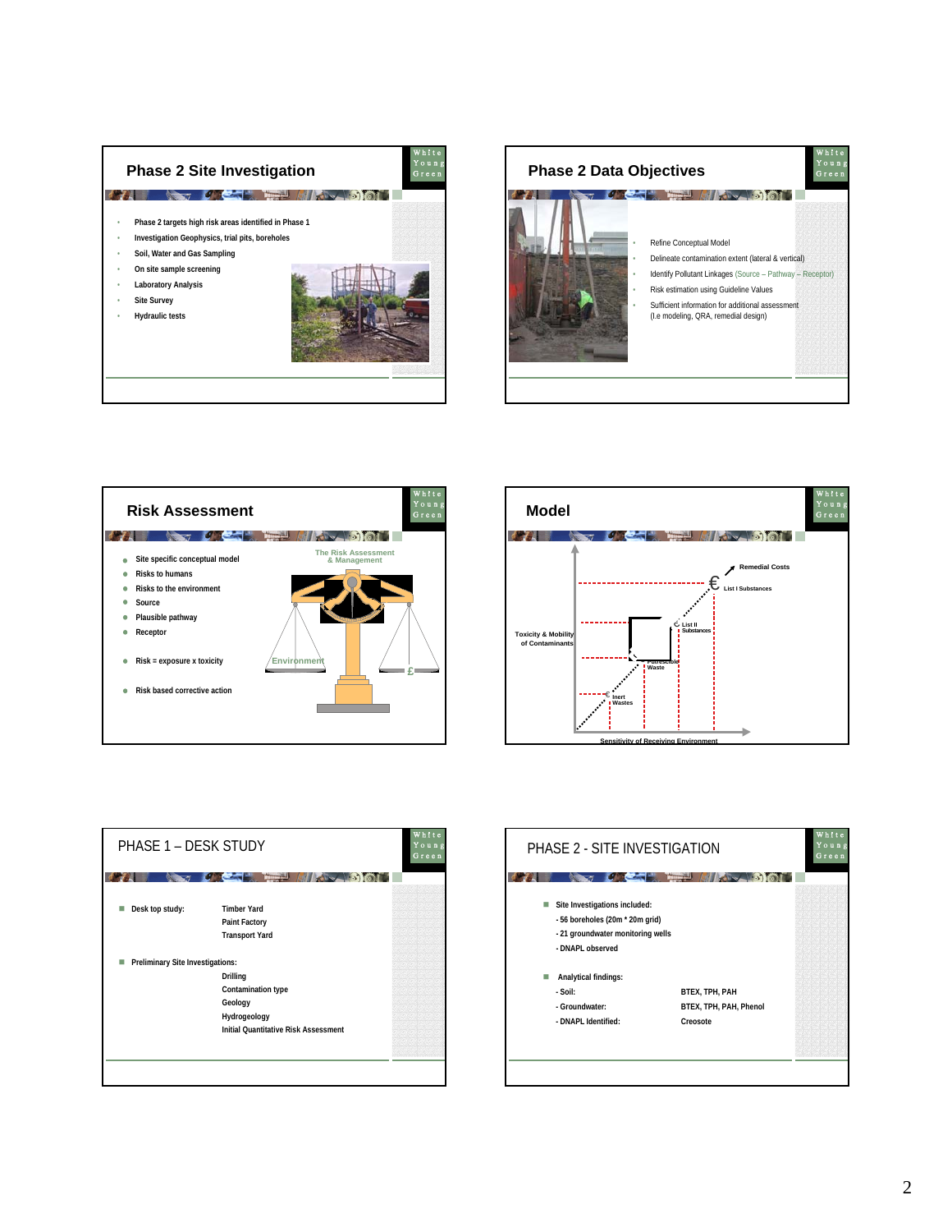## Phase 2 Site Investigation

- Phase 2 targets high risk areas identified in Phase 1
- Investigation Geophysics, trial pits, boreholes
- Soil, Water and Gas Sampling
- On site sample screening
- Laboratory Analysis
- Site Survey
- Hydraulic tests

## Phase 2 Data Objectives

- Refine Conceptual Model
- Delineate contamination extent (lateral & vertical)
- Identify Pollutant Linkages (Source – Pathway – Receptor)
- Risk estimation using Guideline Values
- Sufficient information for additional assessment (I.e modeling, QRA, remedial design)

## Risk Assessment

- Site specific conceptual model
- Risks to humans
- Risks to the environment
- Source
- Plausible pathway
- Receptor
- Risk = exposure x toxicity
- Risk based corrective action

The Risk Assessment & Management

Environment

£

## Model

Remedial Costs

€ List I Substances

€ List II Substances

Putrescible Waste

€ Inert Wastes

Toxicity & Mobility of Contaminants

Sensitivity of Receiving Environment

## PHASE 1 – DESK STUDY

- Desk top study:
  - Timber Yard
  - Paint Factory
  - Transport Yard
- Preliminary Site Investigations:
  - Drilling
  - Contamination type
  - Geology
  - Hydrogeology
  - Initial Quantitative Risk Assessment

## PHASE 2 - SITE INVESTIGATION

- Site Investigations included:
  - 56 boreholes (20m * 20m grid)
  - 21 groundwater monitoring wells
  - DNAPL observed
- Analytical findings:

| | |
|---|---|
| - Soil: | BTEX, TPH, PAH |
| - Groundwater: | BTEX, TPH, PAH, Phenol |
| - DNAPL Identified: | Creosote |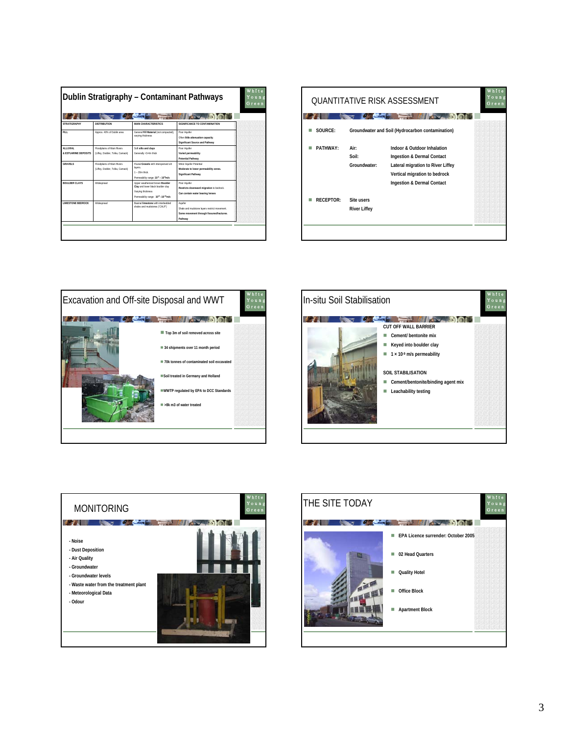## Dublin Stratigraphy – Contaminant Pathways

| STRATIGRAPHY | DISTRIBUTION | MAIN CHARACTERISTICS | SIGNIFICANCE TO CONTAMINATION |
|---|---|---|---|
| FILL | Approx. 40% of Dublin area | General **Fill Material** (not compacted), varying thickness | Poor Aquifer<br>Often **little attenuation capacity**.<br>**Significant Source and Pathway** |
| ALLUVIAL & ESTUARINE DEPOSITS | Floodplains of Main Rivers (Liffey, Dodder, Tolka, Camack) | Soft **silts and clays**<br>Generally <3-4m thick | Poor Aquifer<br>**Varied permeability**.<br>**Potential Pathway** |
| GRAVELS | Floodplains of Main Rivers (Liffey, Dodder, Tolka, Camack) | Fluvial **Gravels** with interspersed silt layers.<br>1 – 20m thick.<br>Permeability range: $10^{-2}$ – $10^{-4}$m/s | Minor Aquifer Potential<br>**Moderate to lower permeability zones.**<br>**Significant Pathway** |
| BOULDER CLAYS | Widespread | Upper weathered brown **Boulder Clay** and lower black boulder clay<br>Varying thickness<br>Permeability range: $10^{-8}$ –$10^{-11}$m/s | Poor Aquifer<br>**Restricts downward migration** to bedrock.<br>**Can contain water bearing lenses** |
| LIMESTONE BEDROCK | Widespread | Basinal **limestone** with interbedded shales and mudstones ('CALP') | Aquifer<br>Shale and mudstone layers restrict movement.<br>**Some movement through fissures/fractures.**<br>**Pathway** |

## QUANTITATIVE RISK ASSESSMENT

- **SOURCE:** Groundwater and Soil (Hydrocarbon contamination)
- **PATHWAY:**
  - Air: Indoor & Outdoor Inhalation
  - Soil: Ingestion & Dermal Contact
  - Groundwater: Lateral migration to River Liffey; Vertical migration to bedrock; Ingestion & Dermal Contact
- **RECEPTOR:** Site users; River Liffey

## Excavation and Off-site Disposal and WWT

- Top 3m of soil removed across site
- 34 shipments over 11 month period
- 70k tonnes of contaminated soil excavated
- Soil treated in Germany and Holland
- WWTP regulated by EPA to DCC Standards
- >8k m3 of water treated

## In-situ Soil Stabilisation

**CUT OFF WALL BARRIER**

- Cement/ bentonite mix
- Keyed into boulder clay
- $1 \times 10^{-9}$ m/s permeability

**SOIL STABILISATION**

- Cement/bentonite/binding agent mix
- Leachability testing

## MONITORING

- Noise
- Dust Deposition
- Air Quality
- Groundwater
- Groundwater levels
- Waste water from the treatment plant
- Meteorological Data
- Odour

## THE SITE TODAY

- EPA Licence surrender: October 2005
- 02 Head Quarters
- Quality Hotel
- Office Block
- Apartment Block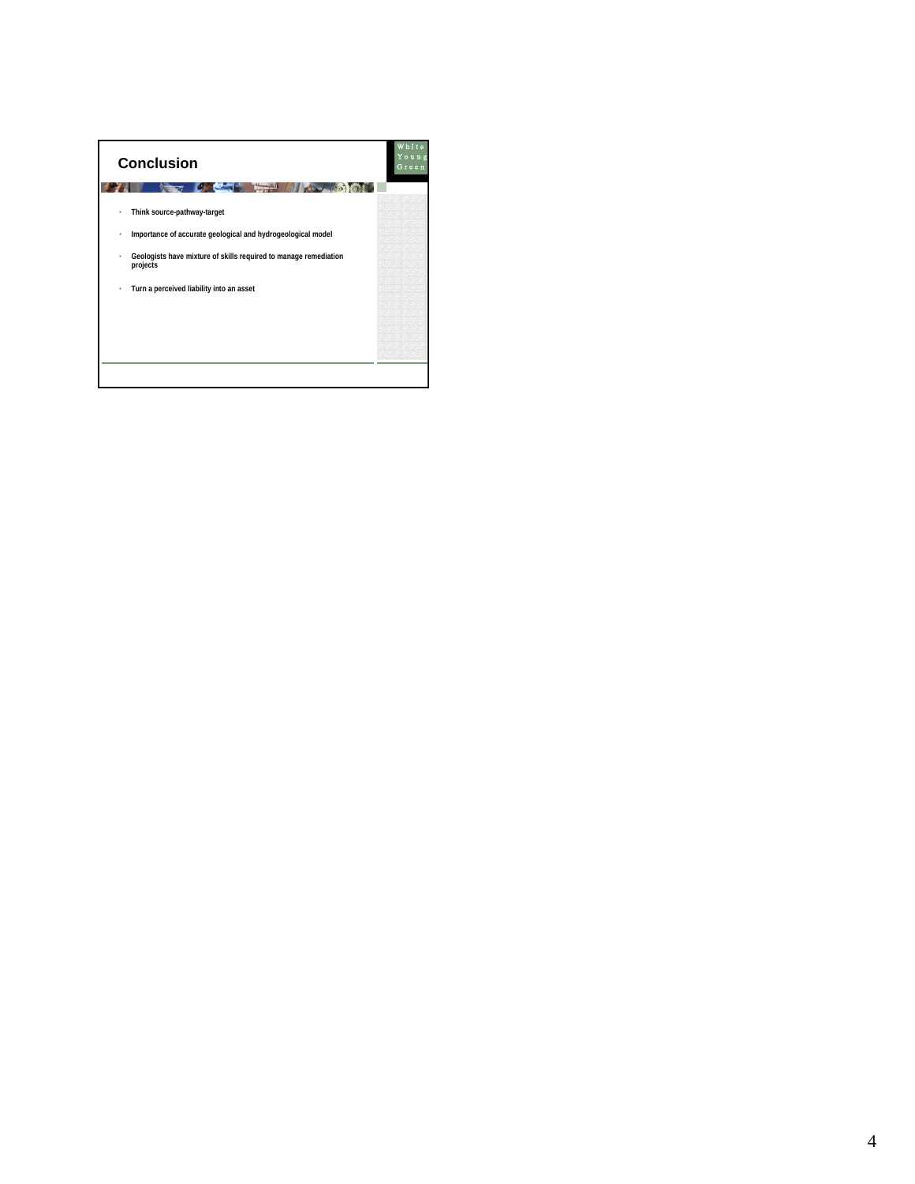## Conclusion

White Young Green

- Think source-pathway-target
- Importance of accurate geological and hydrogeological model
- Geologists have mixture of skills required to manage remediation projects
- Turn a perceived liability into an asset